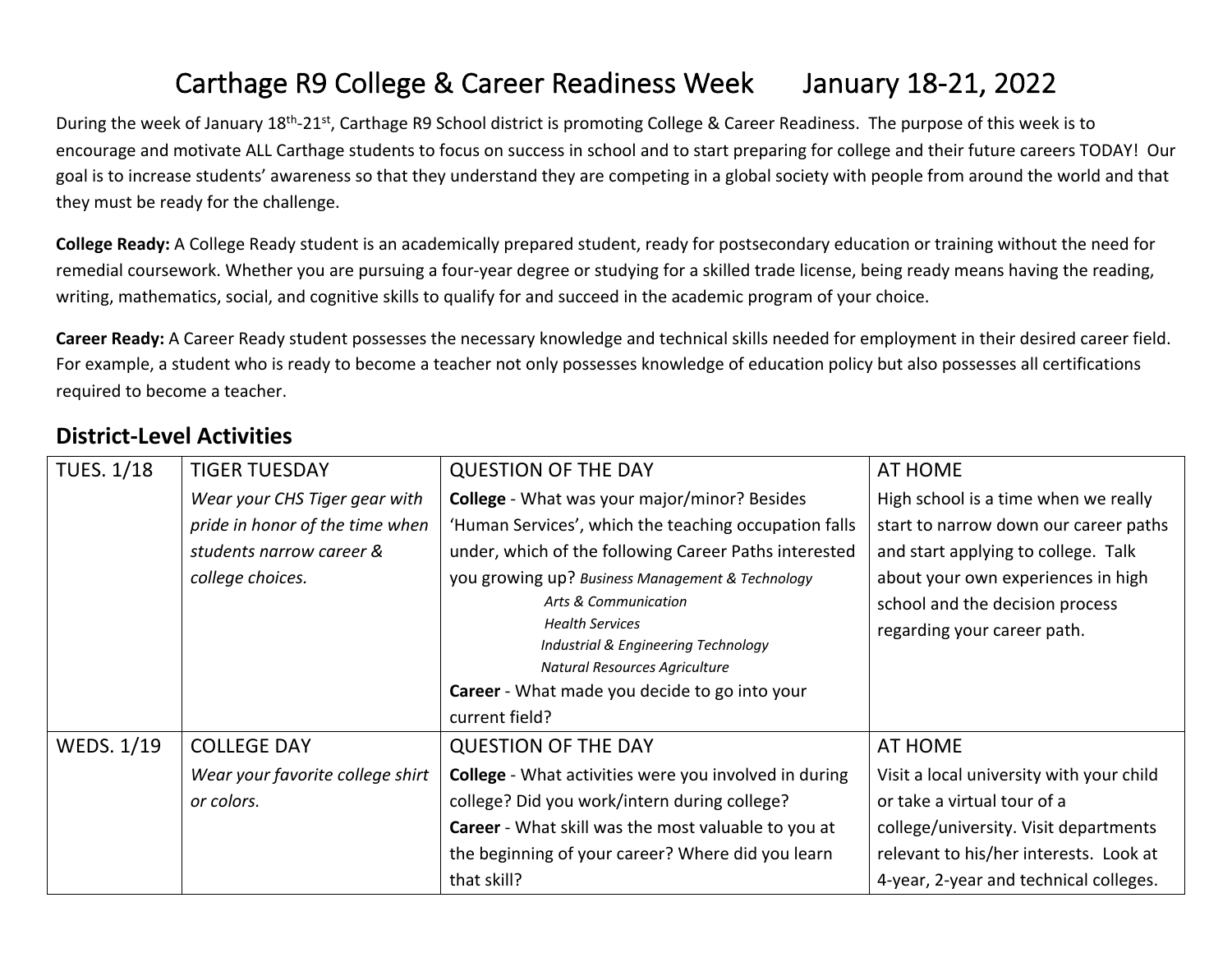# Carthage R9 College & Career Readiness Week      January 18-21, 2022

During the week of January 18th-21st, Carthage R9 School district is promoting College & Career Readiness. The purpose of this week is to encourage and motivate ALL Carthage students to focus on success in school and to start preparing for college and their future careers TODAY! Our goal is to increase students' awareness so that they understand they are competing in a global society with people from around the world and that they must be ready for the challenge.

**College Ready:** A College Ready student is an academically prepared student, ready for postsecondary education or training without the need for remedial coursework. Whether you are pursuing a four-year degree or studying for a skilled trade license, being ready means having the reading, writing, mathematics, social, and cognitive skills to qualify for and succeed in the academic program of your choice.

**Career Ready:** A Career Ready student possesses the necessary knowledge and technical skills needed for employment in their desired career field. For example, a student who is ready to become a teacher not only possesses knowledge of education policy but also possesses all certifications required to become a teacher.

## District-Level Activities

| | | | |
|---|---|---|---|
| TUES. 1/18 | TIGER TUESDAY<br>*Wear your CHS Tiger gear with pride in honor of the time when students narrow career & college choices.* | QUESTION OF THE DAY<br>**College** - What was your major/minor? Besides 'Human Services', which the teaching occupation falls under, which of the following Career Paths interested you growing up? *Business Management & Technology*<br>*Arts & Communication*<br>*Health Services*<br>*Industrial & Engineering Technology*<br>*Natural Resources Agriculture*<br>**Career** - What made you decide to go into your current field? | AT HOME<br>High school is a time when we really start to narrow down our career paths and start applying to college. Talk about your own experiences in high school and the decision process regarding your career path. |
| WEDS. 1/19 | COLLEGE DAY<br>*Wear your favorite college shirt or colors.* | QUESTION OF THE DAY<br>**College** - What activities were you involved in during college? Did you work/intern during college?<br>**Career** - What skill was the most valuable to you at the beginning of your career? Where did you learn that skill? | AT HOME<br>Visit a local university with your child or take a virtual tour of a college/university. Visit departments relevant to his/her interests. Look at 4-year, 2-year and technical colleges. |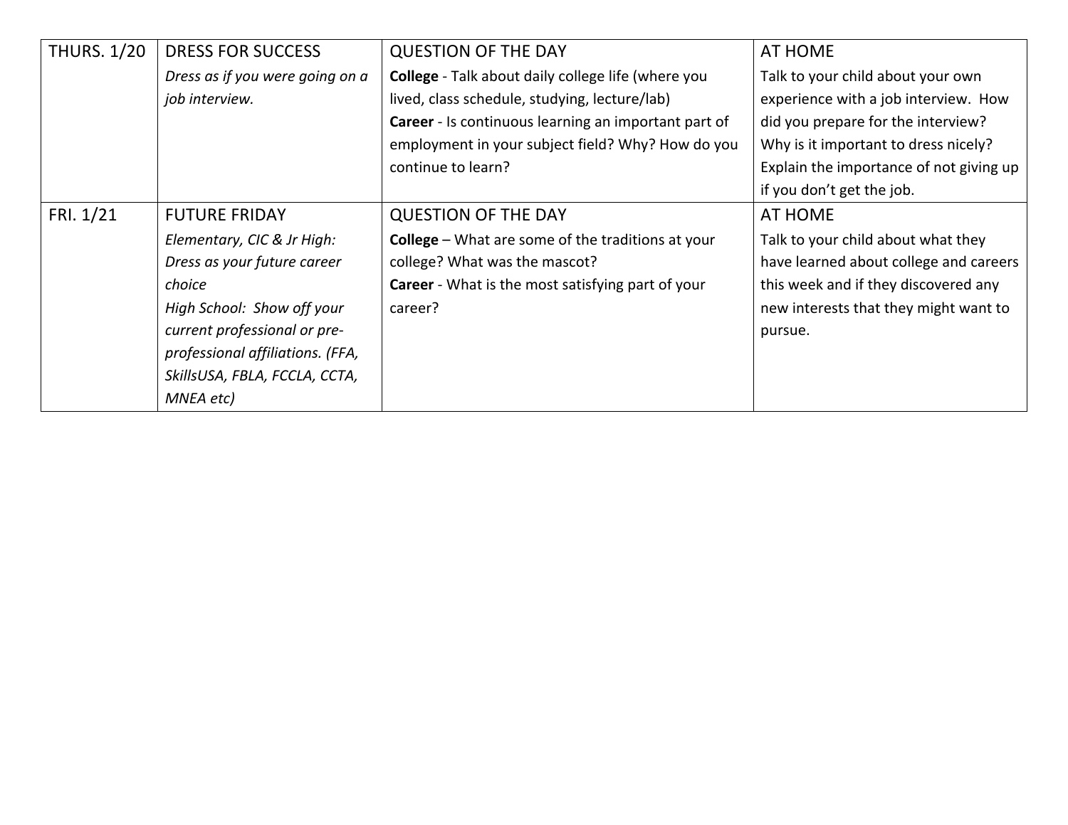| | | | |
|---|---|---|---|
| THURS. 1/20 | DRESS FOR SUCCESS<br>*Dress as if you were going on a job interview.* | QUESTION OF THE DAY<br>**College** - Talk about daily college life (where you lived, class schedule, studying, lecture/lab)<br>**Career** - Is continuous learning an important part of employment in your subject field? Why? How do you continue to learn? | AT HOME<br>Talk to your child about your own experience with a job interview. How did you prepare for the interview? Why is it important to dress nicely? Explain the importance of not giving up if you don't get the job. |
| FRI. 1/21 | FUTURE FRIDAY<br>*Elementary, CIC & Jr High: Dress as your future career choice*<br>*High School: Show off your current professional or pre-professional affiliations. (FFA, SkillsUSA, FBLA, FCCLA, CCTA, MNEA etc)* | QUESTION OF THE DAY<br>**College** – What are some of the traditions at your college? What was the mascot?<br>**Career** - What is the most satisfying part of your career? | AT HOME<br>Talk to your child about what they have learned about college and careers this week and if they discovered any new interests that they might want to pursue. |